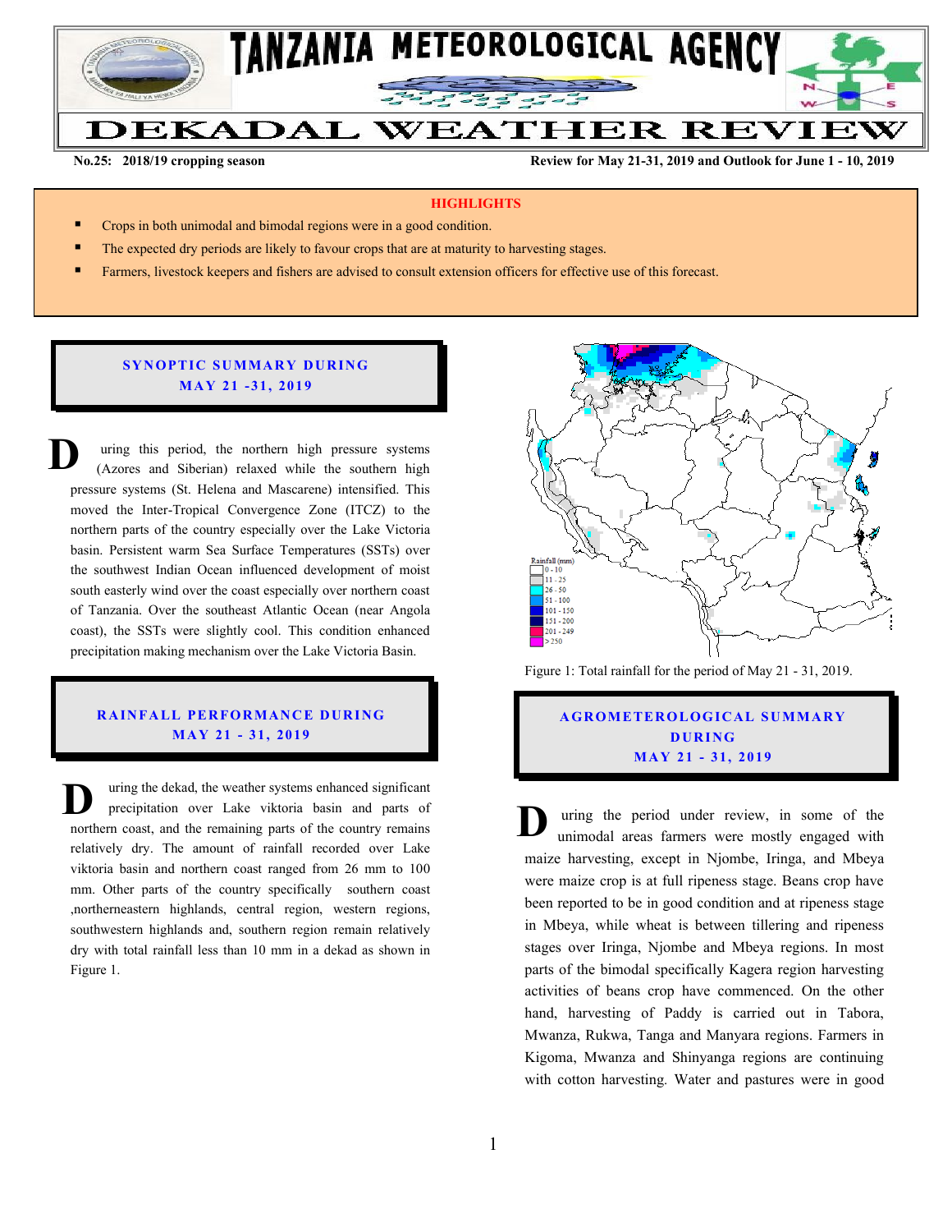# TANZANIA METEOROLOGICAL AGENCY

# DEKADAL WEATHER REVIEW

**No.25: 2018/19 cropping season** **Review for May 21-31, 2019 and Outlook for June 1 - 10, 2019**

**HIGHLIGHTS**

- Crops in both unimodal and bimodal regions were in a good condition.
- The expected dry periods are likely to favour crops that are at maturity to harvesting stages.
- Farmers, livestock keepers and fishers are advised to consult extension officers for effective use of this forecast.

## SYNOPTIC SUMMARY DURING MAY 21 -31, 2019

During this period, the northern high pressure systems (Azores and Siberian) relaxed while the southern high pressure systems (St. Helena and Mascarene) intensified. This moved the Inter-Tropical Convergence Zone (ITCZ) to the northern parts of the country especially over the Lake Victoria basin. Persistent warm Sea Surface Temperatures (SSTs) over the southwest Indian Ocean influenced development of moist south easterly wind over the coast especially over northern coast of Tanzania. Over the southeast Atlantic Ocean (near Angola coast), the SSTs were slightly cool. This condition enhanced precipitation making mechanism over the Lake Victoria Basin.

## RAINFALL PERFORMANCE DURING MAY 21 - 31, 2019

During the dekad, the weather systems enhanced significant precipitation over Lake viktoria basin and parts of northern coast, and the remaining parts of the country remains relatively dry. The amount of rainfall recorded over Lake viktoria basin and northern coast ranged from 26 mm to 100 mm. Other parts of the country specifically southern coast ,northerneastern highlands, central region, western regions, southwestern highlands and, southern region remain relatively dry with total rainfall less than 10 mm in a dekad as shown in Figure 1.

Rainfall (mm): 0 - 10; 11 - 25; 26 - 50; 51 - 100; 101 - 150; 151 - 200; 201 - 249; > 250

Figure 1: Total rainfall for the period of May 21 - 31, 2019.

## AGROMETEROLOGICAL SUMMARY DURING MAY 21 - 31, 2019

During the period under review, in some of the unimodal areas farmers were mostly engaged with maize harvesting, except in Njombe, Iringa, and Mbeya were maize crop is at full ripeness stage. Beans crop have been reported to be in good condition and at ripeness stage in Mbeya, while wheat is between tillering and ripeness stages over Iringa, Njombe and Mbeya regions. In most parts of the bimodal specifically Kagera region harvesting activities of beans crop have commenced. On the other hand, harvesting of Paddy is carried out in Tabora, Mwanza, Rukwa, Tanga and Manyara regions. Farmers in Kigoma, Mwanza and Shinyanga regions are continuing with cotton harvesting. Water and pastures were in good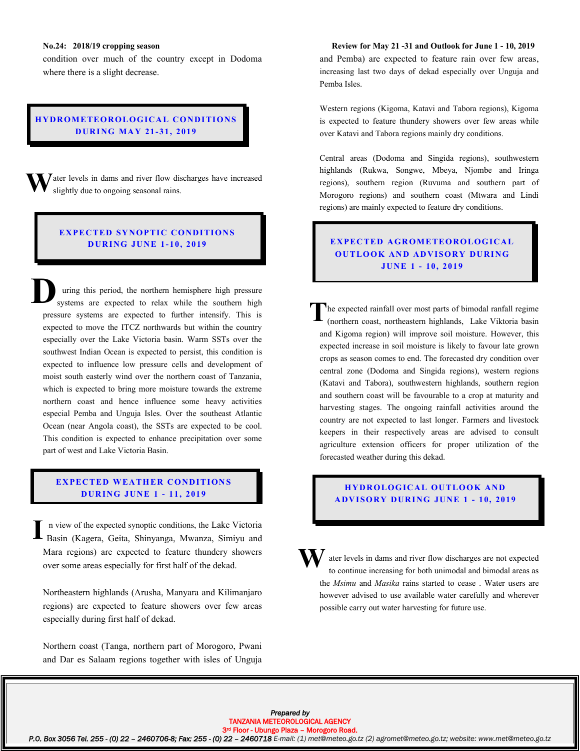condition over much of the country except in Dodoma where there is a slight decrease.

## HYDROMETEOROLOGICAL CONDITIONS DURING MAY 21-31, 2019

Water levels in dams and river flow discharges have increased slightly due to ongoing seasonal rains.

## EXPECTED SYNOPTIC CONDITIONS DURING JUNE 1-10, 2019

During this period, the northern hemisphere high pressure systems are expected to relax while the southern high pressure systems are expected to further intensify. This is expected to move the ITCZ northwards but within the country especially over the Lake Victoria basin. Warm SSTs over the southwest Indian Ocean is expected to persist, this condition is expected to influence low pressure cells and development of moist south easterly wind over the northern coast of Tanzania, which is expected to bring more moisture towards the extreme northern coast and hence influence some heavy activities especial Pemba and Unguja Isles. Over the southeast Atlantic Ocean (near Angola coast), the SSTs are expected to be cool. This condition is expected to enhance precipitation over some part of west and Lake Victoria Basin.

## EXPECTED WEATHER CONDITIONS DURING JUNE 1 - 11, 2019

In view of the expected synoptic conditions, the Lake Victoria Basin (Kagera, Geita, Shinyanga, Mwanza, Simiyu and Mara regions) are expected to feature thundery showers over some areas especially for first half of the dekad.

Northeastern highlands (Arusha, Manyara and Kilimanjaro regions) are expected to feature showers over few areas especially during first half of dekad.

Northern coast (Tanga, northern part of Morogoro, Pwani and Dar es Salaam regions together with isles of Unguja and Pemba) are expected to feature rain over few areas, increasing last two days of dekad especially over Unguja and Pemba Isles.

Western regions (Kigoma, Katavi and Tabora regions), Kigoma is expected to feature thundery showers over few areas while over Katavi and Tabora regions mainly dry conditions.

Central areas (Dodoma and Singida regions), southwestern highlands (Rukwa, Songwe, Mbeya, Njombe and Iringa regions), southern region (Ruvuma and southern part of Morogoro regions) and southern coast (Mtwara and Lindi regions) are mainly expected to feature dry conditions.

## EXPECTED AGROMETEOROLOGICAL OUTLOOK AND ADVISORY DURING JUNE 1 - 10, 2019

The expected rainfall over most parts of bimodal ranfall regime (northern coast, northeastern highlands, Lake Viktoria basin and Kigoma region) will improve soil moisture. However, this expected increase in soil moisture is likely to favour late grown crops as season comes to end. The forecasted dry condition over central zone (Dodoma and Singida regions), western regions (Katavi and Tabora), southwestern highlands, southern region and southern coast will be favourable to a crop at maturity and harvesting stages. The ongoing rainfall activities around the country are not expected to last longer. Farmers and livestock keepers in their respectively areas are advised to consult agriculture extension officers for proper utilization of the forecasted weather during this dekad.

## HYDROLOGICAL OUTLOOK AND ADVISORY DURING JUNE 1 - 10, 2019

Water levels in dams and river flow discharges are not expected to continue increasing for both unimodal and bimodal areas as the *Msimu* and *Masika* rains started to cease . Water users are however advised to use available water carefully and wherever possible carry out water harvesting for future use.

*Prepared by*
TANZANIA METEOROLOGICAL AGENCY
3rd Floor - Ubungo Plaza – Morogoro Road.
*P.O. Box 3056 Tel. 255 - (0) 22 – 2460706-8; Fax: 255 - (0) 22 – 2460718 E-mail: (1) met@meteo.go.tz (2) agromet@meteo.go.tz; website: www.met@meteo.go.tz*